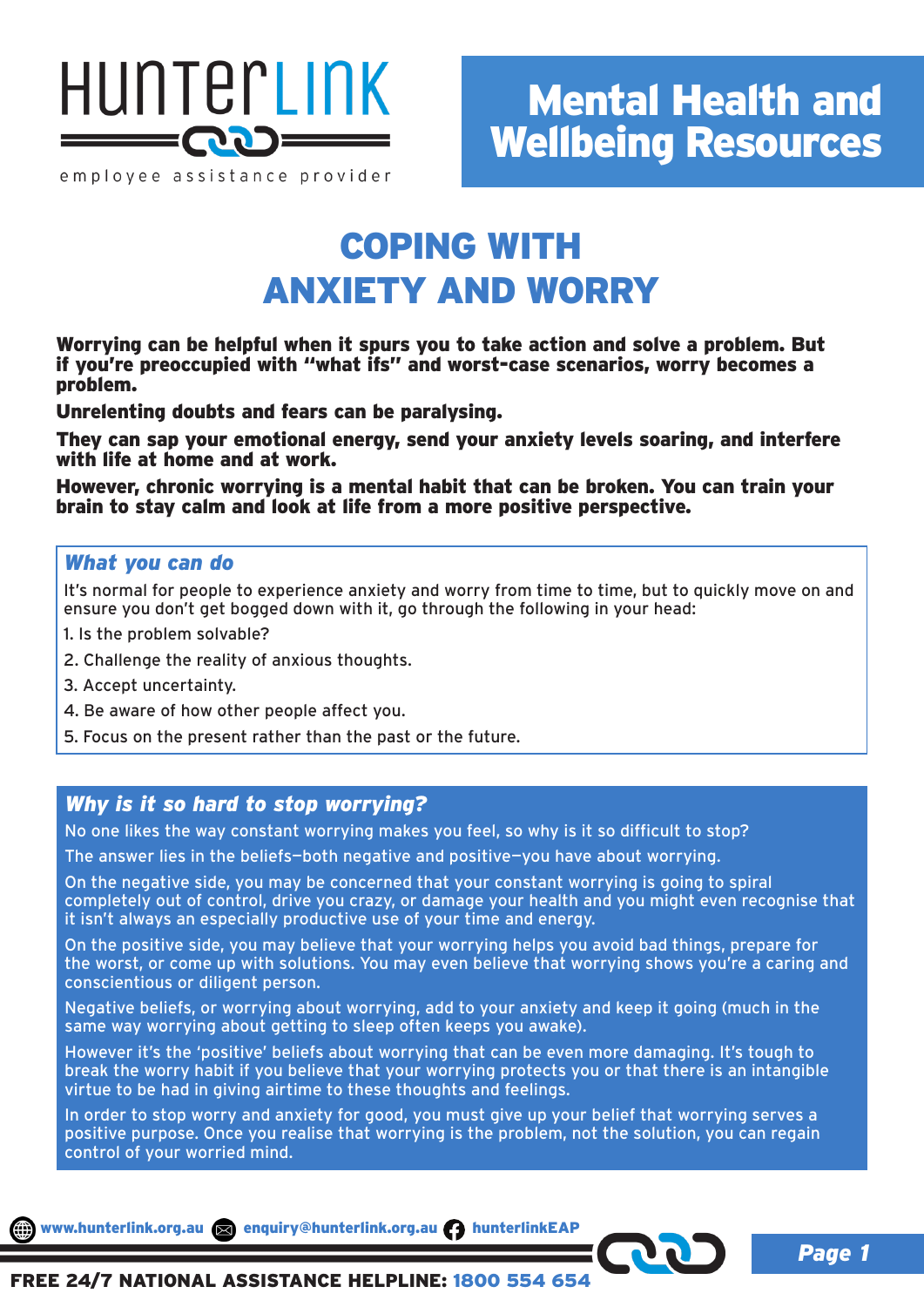# Mental Health and Wellbeing Resources

## COPING WITH ANXIETY AND WORRY

**Worrying can be helpful when it spurs you to take action and solve a problem. But if you're preoccupied with "what ifs" and worst-case scenarios, worry becomes a problem.**

**Unrelenting doubts and fears can be paralysing.**

**They can sap your emotional energy, send your anxiety levels soaring, and interfere with life at home and at work.**

**However, chronic worrying is a mental habit that can be broken. You can train your brain to stay calm and look at life from a more positive perspective.**

### *What you can do*

It's normal for people to experience anxiety and worry from time to time, but to quickly move on and ensure you don't get bogged down with it, go through the following in your head:

1. Is the problem solvable?
2. Challenge the reality of anxious thoughts.
3. Accept uncertainty.
4. Be aware of how other people affect you.
5. Focus on the present rather than the past or the future.

### *Why is it so hard to stop worrying?*

No one likes the way constant worrying makes you feel, so why is it so difficult to stop?

The answer lies in the beliefs—both negative and positive—you have about worrying.

On the negative side, you may be concerned that your constant worrying is going to spiral completely out of control, drive you crazy, or damage your health and you might even recognise that it isn't always an especially productive use of your time and energy.

On the positive side, you may believe that your worrying helps you avoid bad things, prepare for the worst, or come up with solutions. You may even believe that worrying shows you're a caring and conscientious or diligent person.

Negative beliefs, or worrying about worrying, add to your anxiety and keep it going (much in the same way worrying about getting to sleep often keeps you awake).

However it's the 'positive' beliefs about worrying that can be even more damaging. It's tough to break the worry habit if you believe that your worrying protects you or that there is an intangible virtue to be had in giving airtime to these thoughts and feelings.

In order to stop worry and anxiety for good, you must give up your belief that worrying serves a positive purpose. Once you realise that worrying is the problem, not the solution, you can regain control of your worried mind.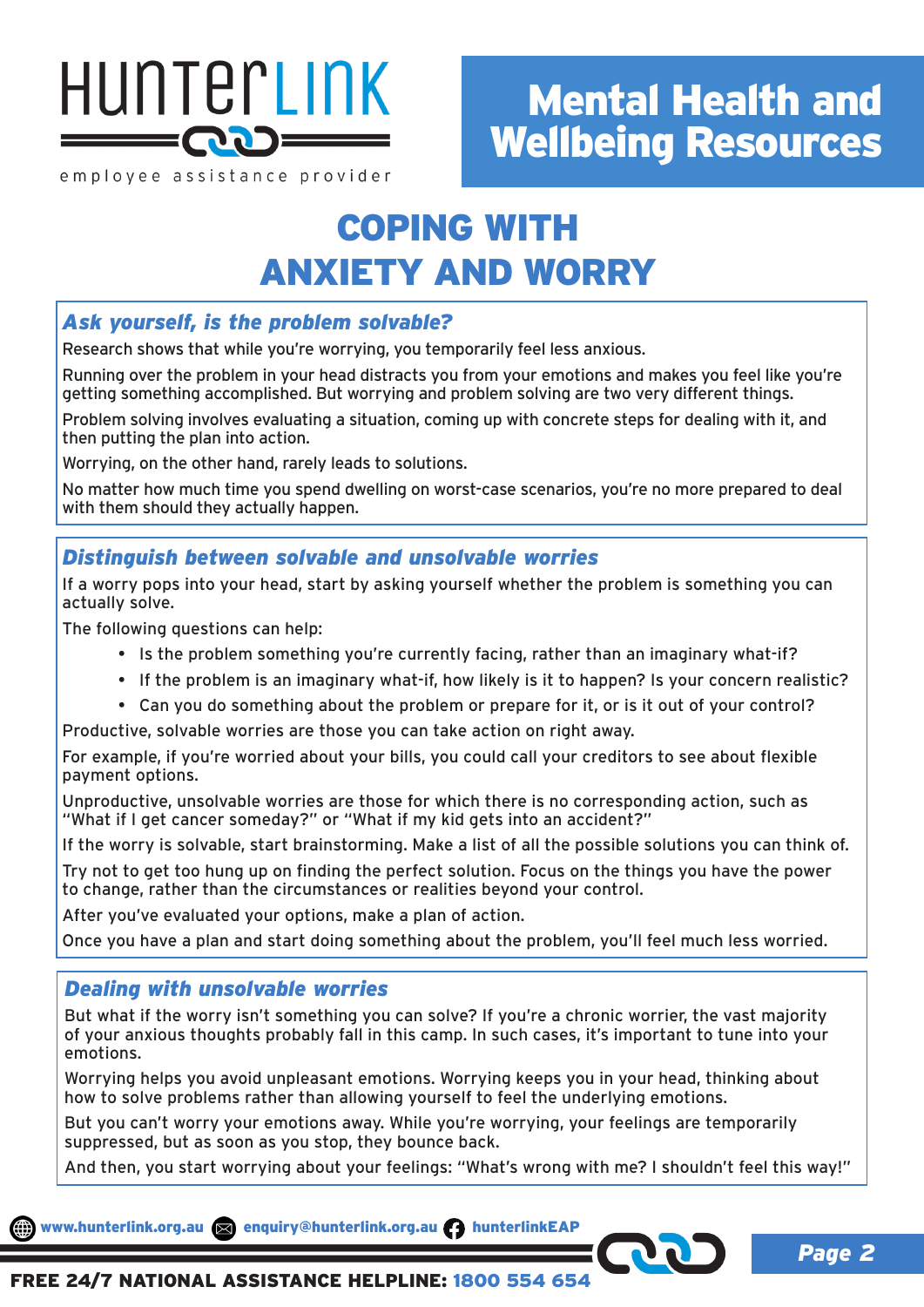# COPING WITH ANXIETY AND WORRY

### *Ask yourself, is the problem solvable?*

Research shows that while you're worrying, you temporarily feel less anxious.

Running over the problem in your head distracts you from your emotions and makes you feel like you're getting something accomplished. But worrying and problem solving are two very different things.

Problem solving involves evaluating a situation, coming up with concrete steps for dealing with it, and then putting the plan into action.

Worrying, on the other hand, rarely leads to solutions.

No matter how much time you spend dwelling on worst-case scenarios, you're no more prepared to deal with them should they actually happen.

### *Distinguish between solvable and unsolvable worries*

If a worry pops into your head, start by asking yourself whether the problem is something you can actually solve.

The following questions can help:

- Is the problem something you're currently facing, rather than an imaginary what-if?
- If the problem is an imaginary what-if, how likely is it to happen? Is your concern realistic?
- Can you do something about the problem or prepare for it, or is it out of your control?

Productive, solvable worries are those you can take action on right away.

For example, if you're worried about your bills, you could call your creditors to see about flexible payment options.

Unproductive, unsolvable worries are those for which there is no corresponding action, such as "What if I get cancer someday?" or "What if my kid gets into an accident?"

If the worry is solvable, start brainstorming. Make a list of all the possible solutions you can think of.

Try not to get too hung up on finding the perfect solution. Focus on the things you have the power to change, rather than the circumstances or realities beyond your control.

After you've evaluated your options, make a plan of action.

Once you have a plan and start doing something about the problem, you'll feel much less worried.

### *Dealing with unsolvable worries*

But what if the worry isn't something you can solve? If you're a chronic worrier, the vast majority of your anxious thoughts probably fall in this camp. In such cases, it's important to tune into your emotions.

Worrying helps you avoid unpleasant emotions. Worrying keeps you in your head, thinking about how to solve problems rather than allowing yourself to feel the underlying emotions.

But you can't worry your emotions away. While you're worrying, your feelings are temporarily suppressed, but as soon as you stop, they bounce back.

And then, you start worrying about your feelings: "What's wrong with me? I shouldn't feel this way!"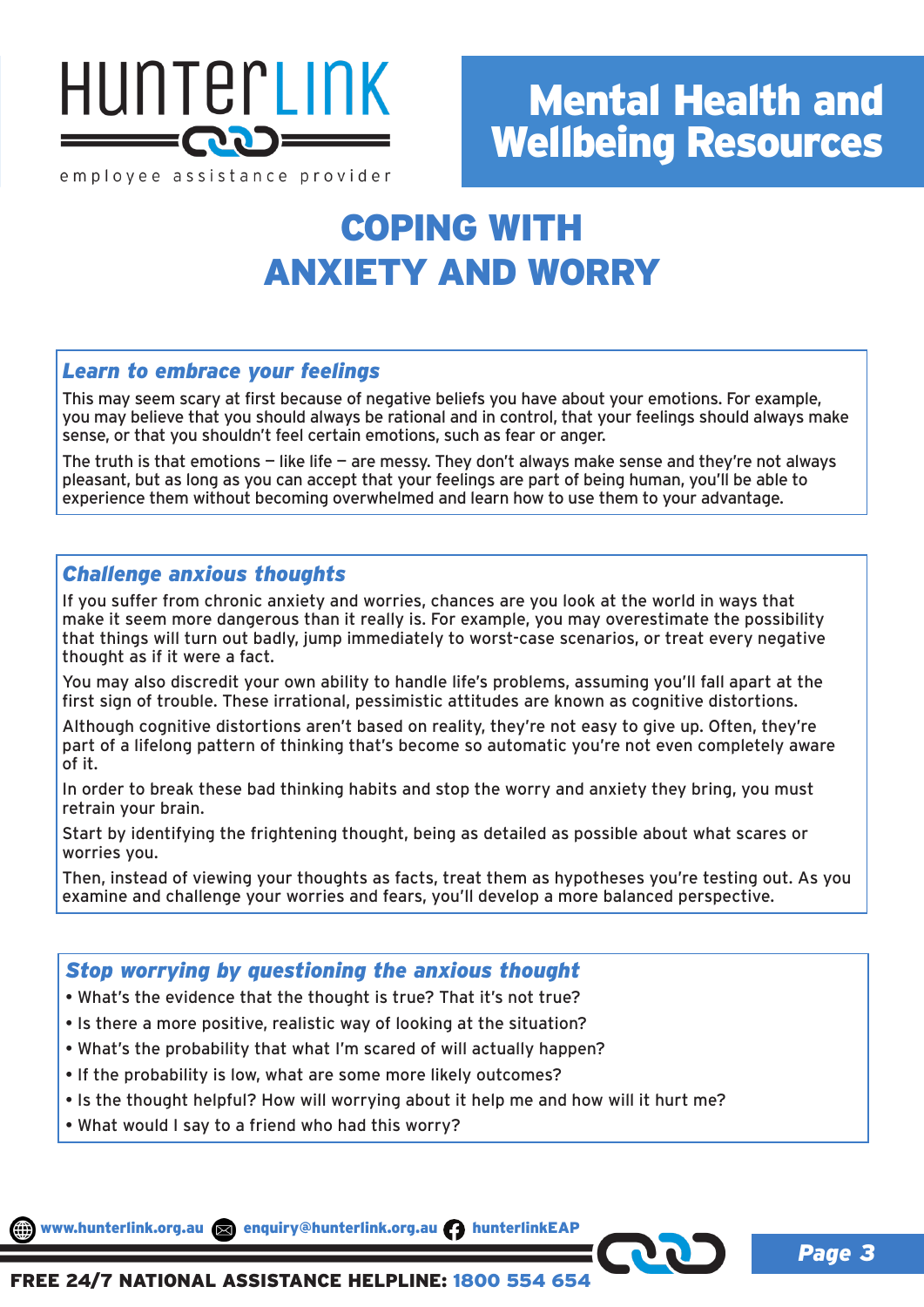# COPING WITH ANXIETY AND WORRY

### *Learn to embrace your feelings*

This may seem scary at first because of negative beliefs you have about your emotions. For example, you may believe that you should always be rational and in control, that your feelings should always make sense, or that you shouldn't feel certain emotions, such as fear or anger.

The truth is that emotions – like life – are messy. They don't always make sense and they're not always pleasant, but as long as you can accept that your feelings are part of being human, you'll be able to experience them without becoming overwhelmed and learn how to use them to your advantage.

### *Challenge anxious thoughts*

If you suffer from chronic anxiety and worries, chances are you look at the world in ways that make it seem more dangerous than it really is. For example, you may overestimate the possibility that things will turn out badly, jump immediately to worst-case scenarios, or treat every negative thought as if it were a fact.

You may also discredit your own ability to handle life's problems, assuming you'll fall apart at the first sign of trouble. These irrational, pessimistic attitudes are known as cognitive distortions.

Although cognitive distortions aren't based on reality, they're not easy to give up. Often, they're part of a lifelong pattern of thinking that's become so automatic you're not even completely aware of it.

In order to break these bad thinking habits and stop the worry and anxiety they bring, you must retrain your brain.

Start by identifying the frightening thought, being as detailed as possible about what scares or worries you.

Then, instead of viewing your thoughts as facts, treat them as hypotheses you're testing out. As you examine and challenge your worries and fears, you'll develop a more balanced perspective.

### *Stop worrying by questioning the anxious thought*

- What's the evidence that the thought is true? That it's not true?
- Is there a more positive, realistic way of looking at the situation?
- What's the probability that what I'm scared of will actually happen?
- If the probability is low, what are some more likely outcomes?
- Is the thought helpful? How will worrying about it help me and how will it hurt me?
- What would I say to a friend who had this worry?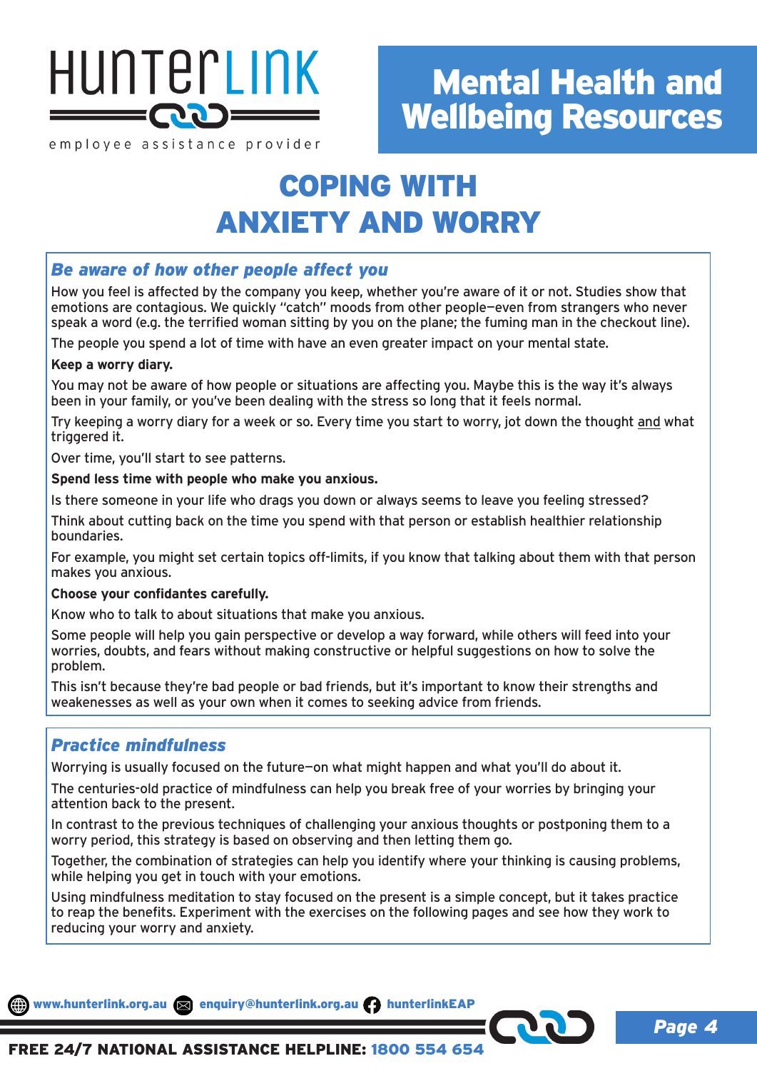# COPING WITH ANXIETY AND WORRY

## *Be aware of how other people affect you*

How you feel is affected by the company you keep, whether you're aware of it or not. Studies show that emotions are contagious. We quickly "catch" moods from other people—even from strangers who never speak a word (e.g. the terrified woman sitting by you on the plane; the fuming man in the checkout line).

The people you spend a lot of time with have an even greater impact on your mental state.

**Keep a worry diary.**

You may not be aware of how people or situations are affecting you. Maybe this is the way it's always been in your family, or you've been dealing with the stress so long that it feels normal.

Try keeping a worry diary for a week or so. Every time you start to worry, jot down the thought and what triggered it.

Over time, you'll start to see patterns.

**Spend less time with people who make you anxious.**

Is there someone in your life who drags you down or always seems to leave you feeling stressed?

Think about cutting back on the time you spend with that person or establish healthier relationship boundaries.

For example, you might set certain topics off-limits, if you know that talking about them with that person makes you anxious.

**Choose your confidantes carefully.**

Know who to talk to about situations that make you anxious.

Some people will help you gain perspective or develop a way forward, while others will feed into your worries, doubts, and fears without making constructive or helpful suggestions on how to solve the problem.

This isn't because they're bad people or bad friends, but it's important to know their strengths and weakenesses as well as your own when it comes to seeking advice from friends.

## *Practice mindfulness*

Worrying is usually focused on the future—on what might happen and what you'll do about it.

The centuries-old practice of mindfulness can help you break free of your worries by bringing your attention back to the present.

In contrast to the previous techniques of challenging your anxious thoughts or postponing them to a worry period, this strategy is based on observing and then letting them go.

Together, the combination of strategies can help you identify where your thinking is causing problems, while helping you get in touch with your emotions.

Using mindfulness meditation to stay focused on the present is a simple concept, but it takes practice to reap the benefits. Experiment with the exercises on the following pages and see how they work to reducing your worry and anxiety.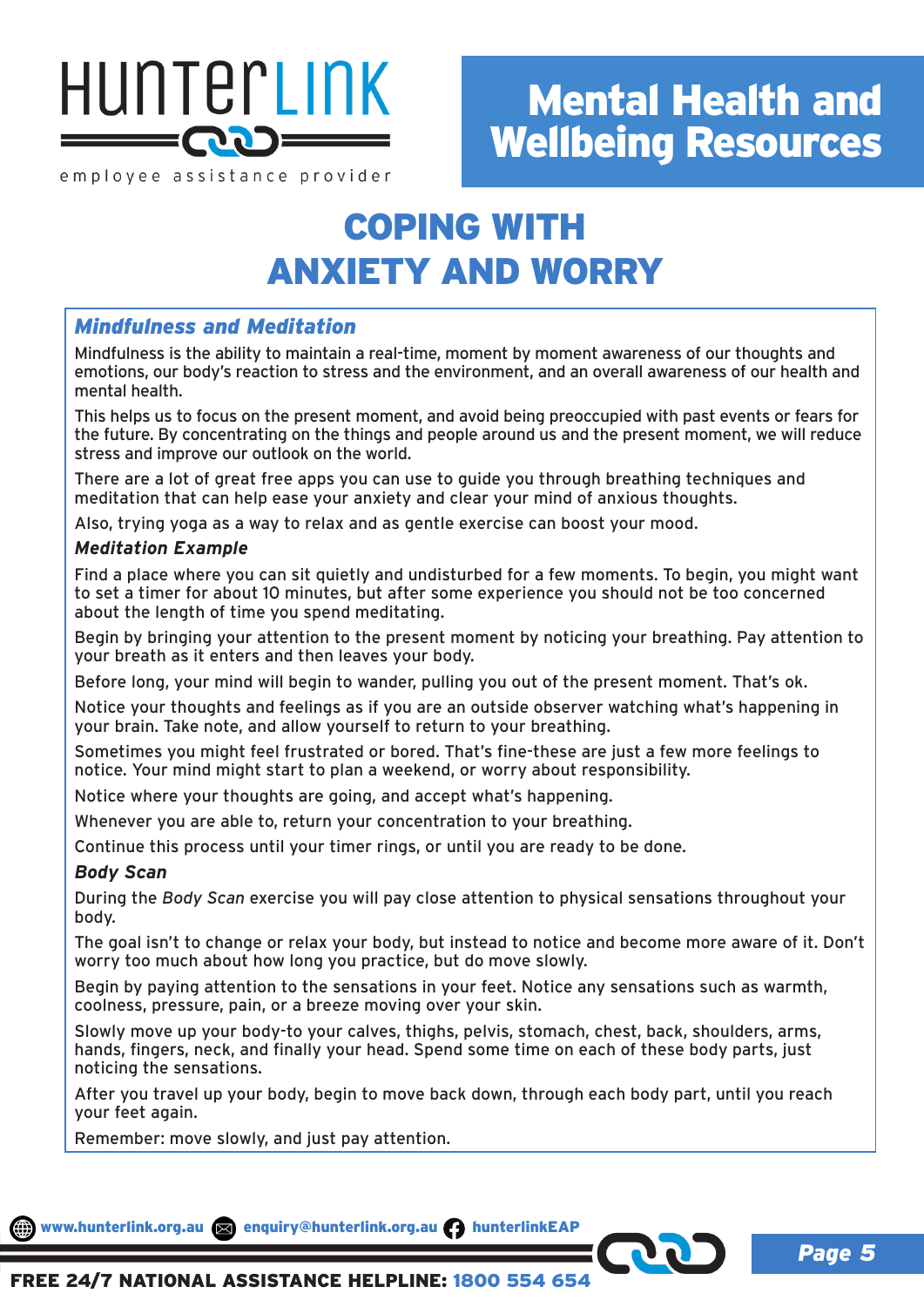# COPING WITH ANXIETY AND WORRY

## *Mindfulness and Meditation*

Mindfulness is the ability to maintain a real-time, moment by moment awareness of our thoughts and emotions, our body's reaction to stress and the environment, and an overall awareness of our health and mental health.

This helps us to focus on the present moment, and avoid being preoccupied with past events or fears for the future. By concentrating on the things and people around us and the present moment, we will reduce stress and improve our outlook on the world.

There are a lot of great free apps you can use to guide you through breathing techniques and meditation that can help ease your anxiety and clear your mind of anxious thoughts.

Also, trying yoga as a way to relax and as gentle exercise can boost your mood.

### *Meditation Example*

Find a place where you can sit quietly and undisturbed for a few moments. To begin, you might want to set a timer for about 10 minutes, but after some experience you should not be too concerned about the length of time you spend meditating.

Begin by bringing your attention to the present moment by noticing your breathing. Pay attention to your breath as it enters and then leaves your body.

Before long, your mind will begin to wander, pulling you out of the present moment. That's ok.

Notice your thoughts and feelings as if you are an outside observer watching what's happening in your brain. Take note, and allow yourself to return to your breathing.

Sometimes you might feel frustrated or bored. That's fine-these are just a few more feelings to notice. Your mind might start to plan a weekend, or worry about responsibility.

Notice where your thoughts are going, and accept what's happening.

Whenever you are able to, return your concentration to your breathing.

Continue this process until your timer rings, or until you are ready to be done.

### *Body Scan*

During the *Body Scan* exercise you will pay close attention to physical sensations throughout your body.

The goal isn't to change or relax your body, but instead to notice and become more aware of it. Don't worry too much about how long you practice, but do move slowly.

Begin by paying attention to the sensations in your feet. Notice any sensations such as warmth, coolness, pressure, pain, or a breeze moving over your skin.

Slowly move up your body-to your calves, thighs, pelvis, stomach, chest, back, shoulders, arms, hands, fingers, neck, and finally your head. Spend some time on each of these body parts, just noticing the sensations.

After you travel up your body, begin to move back down, through each body part, until you reach your feet again.

Remember: move slowly, and just pay attention.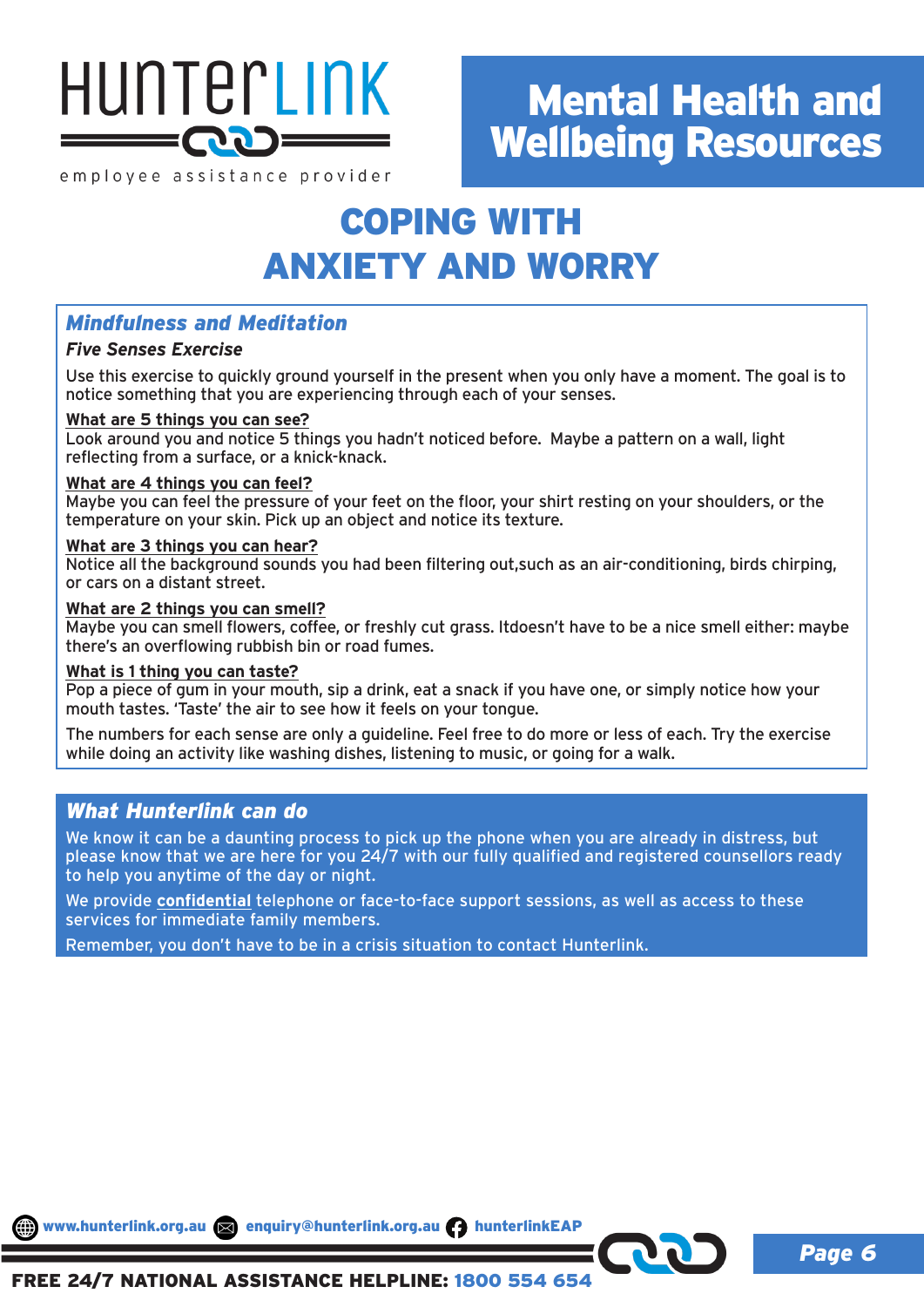# COPING WITH ANXIETY AND WORRY

## *Mindfulness and Meditation*

### *Five Senses Exercise*

Use this exercise to quickly ground yourself in the present when you only have a moment. The goal is to notice something that you are experiencing through each of your senses.

**What are 5 things you can see?**
Look around you and notice 5 things you hadn't noticed before. Maybe a pattern on a wall, light reflecting from a surface, or a knick-knack.

**What are 4 things you can feel?**
Maybe you can feel the pressure of your feet on the floor, your shirt resting on your shoulders, or the temperature on your skin. Pick up an object and notice its texture.

**What are 3 things you can hear?**
Notice all the background sounds you had been filtering out,such as an air-conditioning, birds chirping, or cars on a distant street.

**What are 2 things you can smell?**
Maybe you can smell flowers, coffee, or freshly cut grass. Itdoesn't have to be a nice smell either: maybe there's an overflowing rubbish bin or road fumes.

**What is 1 thing you can taste?**
Pop a piece of gum in your mouth, sip a drink, eat a snack if you have one, or simply notice how your mouth tastes. 'Taste' the air to see how it feels on your tongue.

The numbers for each sense are only a guideline. Feel free to do more or less of each. Try the exercise while doing an activity like washing dishes, listening to music, or going for a walk.

## *What Hunterlink can do*

We know it can be a daunting process to pick up the phone when you are already in distress, but please know that we are here for you 24/7 with our fully qualified and registered counsellors ready to help you anytime of the day or night.

We provide **confidential** telephone or face-to-face support sessions, as well as access to these services for immediate family members.

Remember, you don't have to be in a crisis situation to contact Hunterlink.